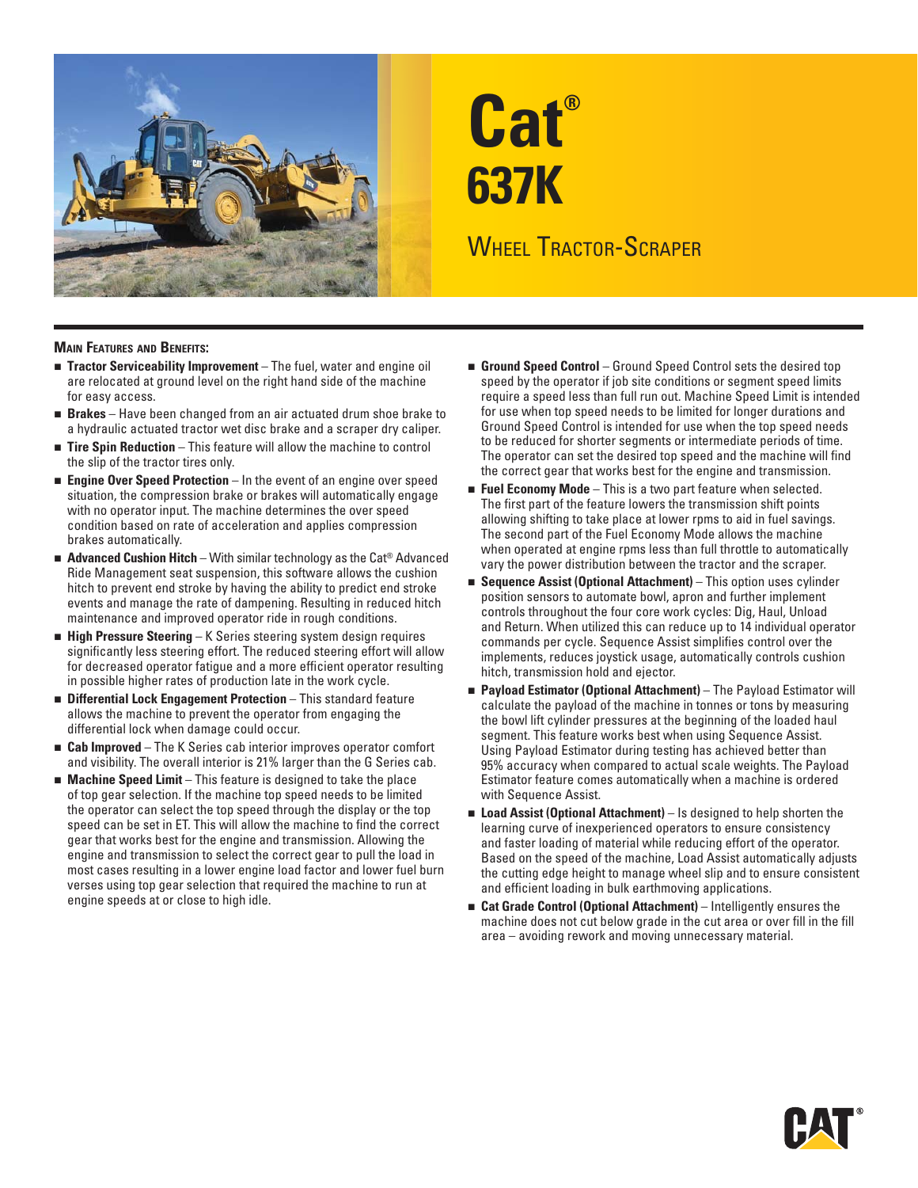# Cat® 637K

## Wheel Tractor-Scraper

### Main Features and Benefits:

- **Tractor Serviceability Improvement** – The fuel, water and engine oil are relocated at ground level on the right hand side of the machine for easy access.
- **Brakes** – Have been changed from an air actuated drum shoe brake to a hydraulic actuated tractor wet disc brake and a scraper dry caliper.
- **Tire Spin Reduction** – This feature will allow the machine to control the slip of the tractor tires only.
- **Engine Over Speed Protection** – In the event of an engine over speed situation, the compression brake or brakes will automatically engage with no operator input. The machine determines the over speed condition based on rate of acceleration and applies compression brakes automatically.
- **Advanced Cushion Hitch** – With similar technology as the Cat® Advanced Ride Management seat suspension, this software allows the cushion hitch to prevent end stroke by having the ability to predict end stroke events and manage the rate of dampening. Resulting in reduced hitch maintenance and improved operator ride in rough conditions.
- **High Pressure Steering** – K Series steering system design requires significantly less steering effort. The reduced steering effort will allow for decreased operator fatigue and a more efficient operator resulting in possible higher rates of production late in the work cycle.
- **Differential Lock Engagement Protection** – This standard feature allows the machine to prevent the operator from engaging the differential lock when damage could occur.
- **Cab Improved** – The K Series cab interior improves operator comfort and visibility. The overall interior is 21% larger than the G Series cab.
- **Machine Speed Limit** – This feature is designed to take the place of top gear selection. If the machine top speed needs to be limited the operator can select the top speed through the display or the top speed can be set in ET. This will allow the machine to find the correct gear that works best for the engine and transmission. Allowing the engine and transmission to select the correct gear to pull the load in most cases resulting in a lower engine load factor and lower fuel burn verses using top gear selection that required the machine to run at engine speeds at or close to high idle.
- **Ground Speed Control** – Ground Speed Control sets the desired top speed by the operator if job site conditions or segment speed limits require a speed less than full run out. Machine Speed Limit is intended for use when top speed needs to be limited for longer durations and Ground Speed Control is intended for use when the top speed needs to be reduced for shorter segments or intermediate periods of time. The operator can set the desired top speed and the machine will find the correct gear that works best for the engine and transmission.
- **Fuel Economy Mode** – This is a two part feature when selected. The first part of the feature lowers the transmission shift points allowing shifting to take place at lower rpms to aid in fuel savings. The second part of the Fuel Economy Mode allows the machine when operated at engine rpms less than full throttle to automatically vary the power distribution between the tractor and the scraper.
- **Sequence Assist (Optional Attachment)** – This option uses cylinder position sensors to automate bowl, apron and further implement controls throughout the four core work cycles: Dig, Haul, Unload and Return. When utilized this can reduce up to 14 individual operator commands per cycle. Sequence Assist simplifies control over the implements, reduces joystick usage, automatically controls cushion hitch, transmission hold and ejector.
- **Payload Estimator (Optional Attachment)** – The Payload Estimator will calculate the payload of the machine in tonnes or tons by measuring the bowl lift cylinder pressures at the beginning of the loaded haul segment. This feature works best when using Sequence Assist. Using Payload Estimator during testing has achieved better than 95% accuracy when compared to actual scale weights. The Payload Estimator feature comes automatically when a machine is ordered with Sequence Assist.
- **Load Assist (Optional Attachment)** – Is designed to help shorten the learning curve of inexperienced operators to ensure consistency and faster loading of material while reducing effort of the operator. Based on the speed of the machine, Load Assist automatically adjusts the cutting edge height to manage wheel slip and to ensure consistent and efficient loading in bulk earthmoving applications.
- **Cat Grade Control (Optional Attachment)** – Intelligently ensures the machine does not cut below grade in the cut area or over fill in the fill area – avoiding rework and moving unnecessary material.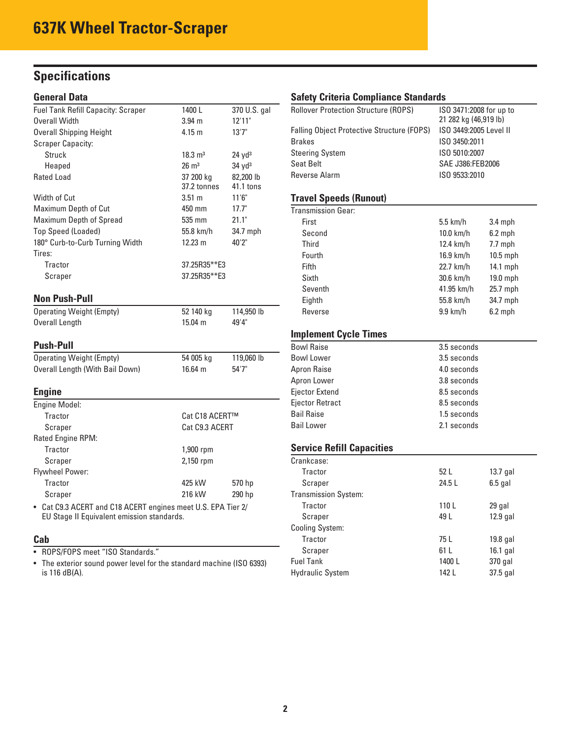// 637K Wheel Tractor-Scraper

## Specifications

### General Data

| | | |
|---|---|---|
| Fuel Tank Refill Capacity: Scraper | 1400 L | 370 U.S. gal |
| Overall Width | 3.94 m | 12'11" |
| Overall Shipping Height | 4.15 m | 13'7" |
| Scraper Capacity: | | |
| Struck | 18.3 m³ | 24 yd³ |
| Heaped | 26 m³ | 34 yd³ |
| Rated Load | 37 200 kg<br>37.2 tonnes | 82,200 lb<br>41.1 tons |
| Width of Cut | 3.51 m | 11'6" |
| Maximum Depth of Cut | 450 mm | 17.7" |
| Maximum Depth of Spread | 535 mm | 21.1" |
| Top Speed (Loaded) | 55.8 km/h | 34.7 mph |
| 180° Curb-to-Curb Turning Width | 12.23 m | 40'2" |
| Tires: | | |
| Tractor | 37.25R35**E3 | |
| Scraper | 37.25R35**E3 | |

### Non Push-Pull

| | | |
|---|---|---|
| Operating Weight (Empty) | 52 140 kg | 114,950 lb |
| Overall Length | 15.04 m | 49'4" |

### Push-Pull

| | | |
|---|---|---|
| Operating Weight (Empty) | 54 005 kg | 119,060 lb |
| Overall Length (With Bail Down) | 16.64 m | 54'7" |

### Engine

| | | |
|---|---|---|
| Engine Model: | | |
| Tractor | Cat C18 ACERT™ | |
| Scraper | Cat C9.3 ACERT | |
| Rated Engine RPM: | | |
| Tractor | 1,900 rpm | |
| Scraper | 2,150 rpm | |
| Flywheel Power: | | |
| Tractor | 425 kW | 570 hp |
| Scraper | 216 kW | 290 hp |

- Cat C9.3 ACERT and C18 ACERT engines meet U.S. EPA Tier 2/ EU Stage II Equivalent emission standards.

### Cab

- ROPS/FOPS meet "ISO Standards."
- The exterior sound power level for the standard machine (ISO 6393) is 116 dB(A).

### Safety Criteria Compliance Standards

| | |
|---|---|
| Rollover Protection Structure (ROPS) | ISO 3471:2008 for up to 21 282 kg (46,919 lb) |
| Falling Object Protective Structure (FOPS) | ISO 3449:2005 Level II |
| Brakes | ISO 3450:2011 |
| Steering System | ISO 5010:2007 |
| Seat Belt | SAE J386:FEB2006 |
| Reverse Alarm | ISO 9533:2010 |

### Travel Speeds (Runout)

| | | |
|---|---|---|
| Transmission Gear: | | |
| First | 5.5 km/h | 3.4 mph |
| Second | 10.0 km/h | 6.2 mph |
| Third | 12.4 km/h | 7.7 mph |
| Fourth | 16.9 km/h | 10.5 mph |
| Fifth | 22.7 km/h | 14.1 mph |
| Sixth | 30.6 km/h | 19.0 mph |
| Seventh | 41.95 km/h | 25.7 mph |
| Eighth | 55.8 km/h | 34.7 mph |
| Reverse | 9.9 km/h | 6.2 mph |

### Implement Cycle Times

| | |
|---|---|
| Bowl Raise | 3.5 seconds |
| Bowl Lower | 3.5 seconds |
| Apron Raise | 4.0 seconds |
| Apron Lower | 3.8 seconds |
| Ejector Extend | 8.5 seconds |
| Ejector Retract | 8.5 seconds |
| Bail Raise | 1.5 seconds |
| Bail Lower | 2.1 seconds |

### Service Refill Capacities

| | | |
|---|---|---|
| Crankcase: | | |
| Tractor | 52 L | 13.7 gal |
| Scraper | 24.5 L | 6.5 gal |
| Transmission System: | | |
| Tractor | 110 L | 29 gal |
| Scraper | 49 L | 12.9 gal |
| Cooling System: | | |
| Tractor | 75 L | 19.8 gal |
| Scraper | 61 L | 16.1 gal |
| Fuel Tank | 1400 L | 370 gal |
| Hydraulic System | 142 L | 37.5 gal |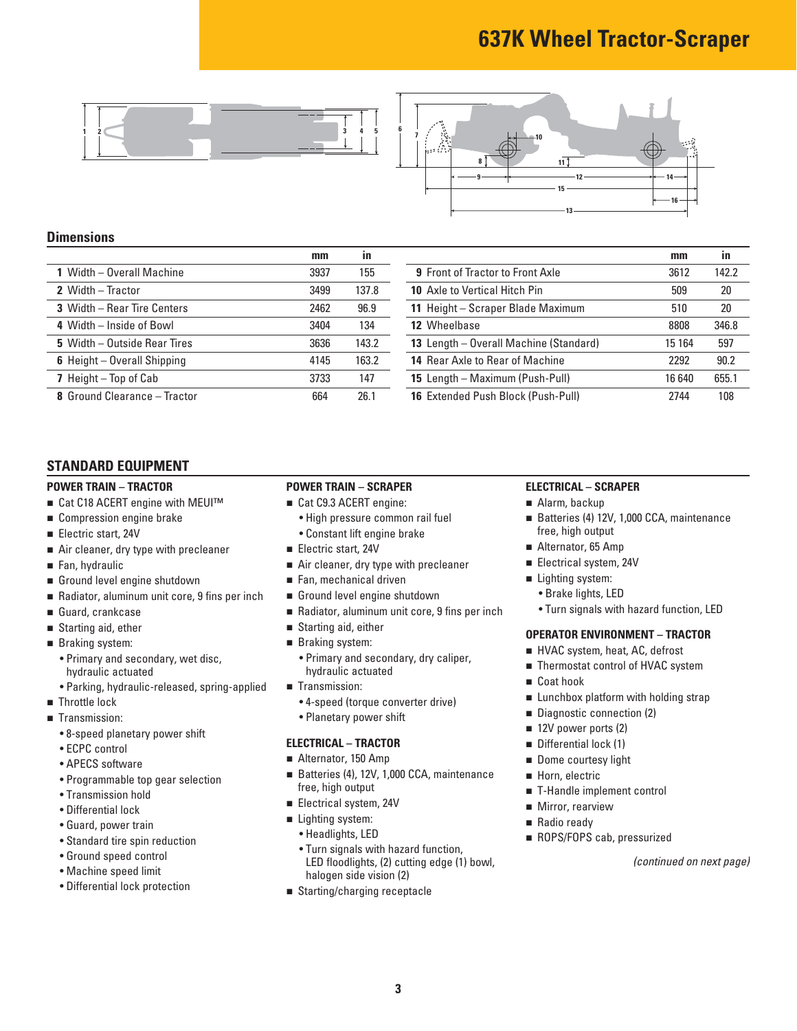# 637K Wheel Tractor-Scraper

1 2 3 4 5 6 7 8 9 10 11 12 13 14 15 16

## Dimensions

| | mm | in |
|---|---|---|
| **1** Width – Overall Machine | 3937 | 155 |
| **2** Width – Tractor | 3499 | 137.8 |
| **3** Width – Rear Tire Centers | 2462 | 96.9 |
| **4** Width – Inside of Bowl | 3404 | 134 |
| **5** Width – Outside Rear Tires | 3636 | 143.2 |
| **6** Height – Overall Shipping | 4145 | 163.2 |
| **7** Height – Top of Cab | 3733 | 147 |
| **8** Ground Clearance – Tractor | 664 | 26.1 |

| | mm | in |
|---|---|---|
| **9** Front of Tractor to Front Axle | 3612 | 142.2 |
| **10** Axle to Vertical Hitch Pin | 509 | 20 |
| **11** Height – Scraper Blade Maximum | 510 | 20 |
| **12** Wheelbase | 8808 | 346.8 |
| **13** Length – Overall Machine (Standard) | 15 164 | 597 |
| **14** Rear Axle to Rear of Machine | 2292 | 90.2 |
| **15** Length – Maximum (Push-Pull) | 16 640 | 655.1 |
| **16** Extended Push Block (Push-Pull) | 2744 | 108 |

## STANDARD EQUIPMENT

### POWER TRAIN – TRACTOR

- Cat C18 ACERT engine with MEUI™
- Compression engine brake
- Electric start, 24V
- Air cleaner, dry type with precleaner
- Fan, hydraulic
- Ground level engine shutdown
- Radiator, aluminum unit core, 9 fins per inch
- Guard, crankcase
- Starting aid, ether
- Braking system:
  - Primary and secondary, wet disc, hydraulic actuated
  - Parking, hydraulic-released, spring-applied
- Throttle lock
- Transmission:
  - 8-speed planetary power shift
  - ECPC control
  - APECS software
  - Programmable top gear selection
  - Transmission hold
  - Differential lock
  - Guard, power train
  - Standard tire spin reduction
  - Ground speed control
  - Machine speed limit
  - Differential lock protection

### POWER TRAIN – SCRAPER

- Cat C9.3 ACERT engine:
  - High pressure common rail fuel
  - Constant lift engine brake
- Electric start, 24V
- Air cleaner, dry type with precleaner
- Fan, mechanical driven
- Ground level engine shutdown
- Radiator, aluminum unit core, 9 fins per inch
- Starting aid, either
- Braking system:
  - Primary and secondary, dry caliper, hydraulic actuated
- Transmission:
  - 4-speed (torque converter drive)
  - Planetary power shift

### ELECTRICAL – TRACTOR

- Alternator, 150 Amp
- Batteries (4), 12V, 1,000 CCA, maintenance free, high output
- Electrical system, 24V
- Lighting system:
  - Headlights, LED
  - Turn signals with hazard function, LED floodlights, (2) cutting edge (1) bowl, halogen side vision (2)
- Starting/charging receptacle

### ELECTRICAL – SCRAPER

- Alarm, backup
- Batteries (4) 12V, 1,000 CCA, maintenance free, high output
- Alternator, 65 Amp
- Electrical system, 24V
- Lighting system:
  - Brake lights, LED
  - Turn signals with hazard function, LED

### OPERATOR ENVIRONMENT – TRACTOR

- HVAC system, heat, AC, defrost
- Thermostat control of HVAC system
- Coat hook
- Lunchbox platform with holding strap
- Diagnostic connection (2)
- 12V power ports (2)
- Differential lock (1)
- Dome courtesy light
- Horn, electric
- T-Handle implement control
- Mirror, rearview
- Radio ready
- ROPS/FOPS cab, pressurized

*(continued on next page)*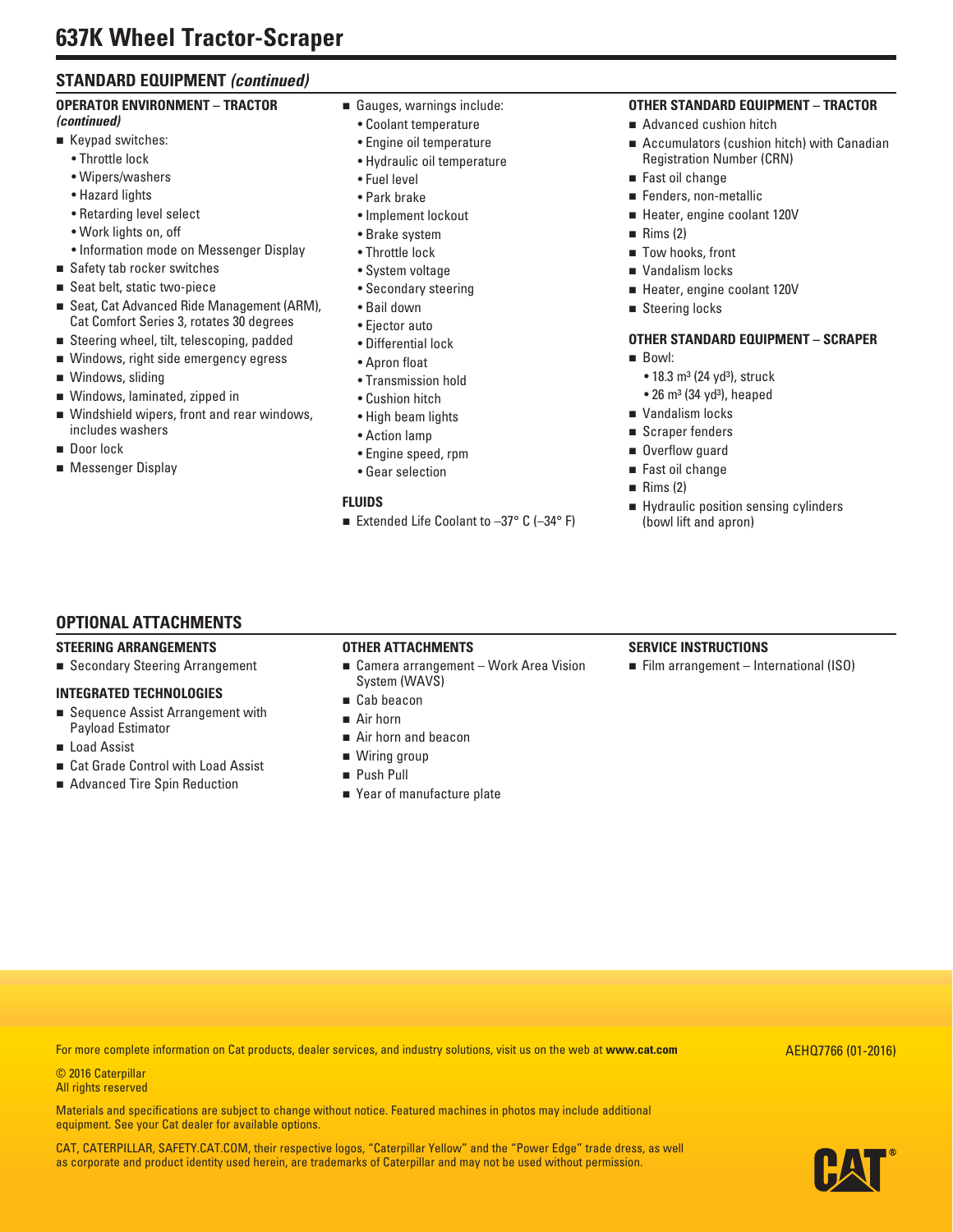# 637K Wheel Tractor-Scraper

## STANDARD EQUIPMENT *(continued)*

### OPERATOR ENVIRONMENT – TRACTOR *(continued)*

- Keypad switches:
  - Throttle lock
  - Wipers/washers
  - Hazard lights
  - Retarding level select
  - Work lights on, off
  - Information mode on Messenger Display
- Safety tab rocker switches
- Seat belt, static two-piece
- Seat, Cat Advanced Ride Management (ARM), Cat Comfort Series 3, rotates 30 degrees
- Steering wheel, tilt, telescoping, padded
- Windows, right side emergency egress
- Windows, sliding
- Windows, laminated, zipped in
- Windshield wipers, front and rear windows, includes washers
- Door lock
- Messenger Display
- Gauges, warnings include:
  - Coolant temperature
  - Engine oil temperature
  - Hydraulic oil temperature
  - Fuel level
  - Park brake
  - Implement lockout
  - Brake system
  - Throttle lock
  - System voltage
  - Secondary steering
  - Bail down
  - Ejector auto
  - Differential lock
  - Apron float
  - Transmission hold
  - Cushion hitch
  - High beam lights
  - Action lamp
  - Engine speed, rpm
  - Gear selection

### FLUIDS

- Extended Life Coolant to –37° C (–34° F)

### OTHER STANDARD EQUIPMENT – TRACTOR

- Advanced cushion hitch
- Accumulators (cushion hitch) with Canadian Registration Number (CRN)
- Fast oil change
- Fenders, non-metallic
- Heater, engine coolant 120V
- Rims (2)
- Tow hooks, front
- Vandalism locks
- Heater, engine coolant 120V
- Steering locks

### OTHER STANDARD EQUIPMENT – SCRAPER

- Bowl:
  - 18.3 m³ (24 yd³), struck
  - 26 m³ (34 yd³), heaped
- Vandalism locks
- Scraper fenders
- Overflow guard
- Fast oil change
- Rims (2)
- Hydraulic position sensing cylinders (bowl lift and apron)

## OPTIONAL ATTACHMENTS

### STEERING ARRANGEMENTS

- Secondary Steering Arrangement

### INTEGRATED TECHNOLOGIES

- Sequence Assist Arrangement with Payload Estimator
- Load Assist
- Cat Grade Control with Load Assist
- Advanced Tire Spin Reduction

### OTHER ATTACHMENTS

- Camera arrangement – Work Area Vision System (WAVS)
- Cab beacon
- Air horn
- Air horn and beacon
- Wiring group
- Push Pull
- Year of manufacture plate

### SERVICE INSTRUCTIONS

- Film arrangement – International (ISO)

For more complete information on Cat products, dealer services, and industry solutions, visit us on the web at **www.cat.com**

AEHQ7766 (01-2016)

© 2016 Caterpillar
All rights reserved

Materials and specifications are subject to change without notice. Featured machines in photos may include additional equipment. See your Cat dealer for available options.

CAT, CATERPILLAR, SAFETY.CAT.COM, their respective logos, "Caterpillar Yellow" and the "Power Edge" trade dress, as well as corporate and product identity used herein, are trademarks of Caterpillar and may not be used without permission.